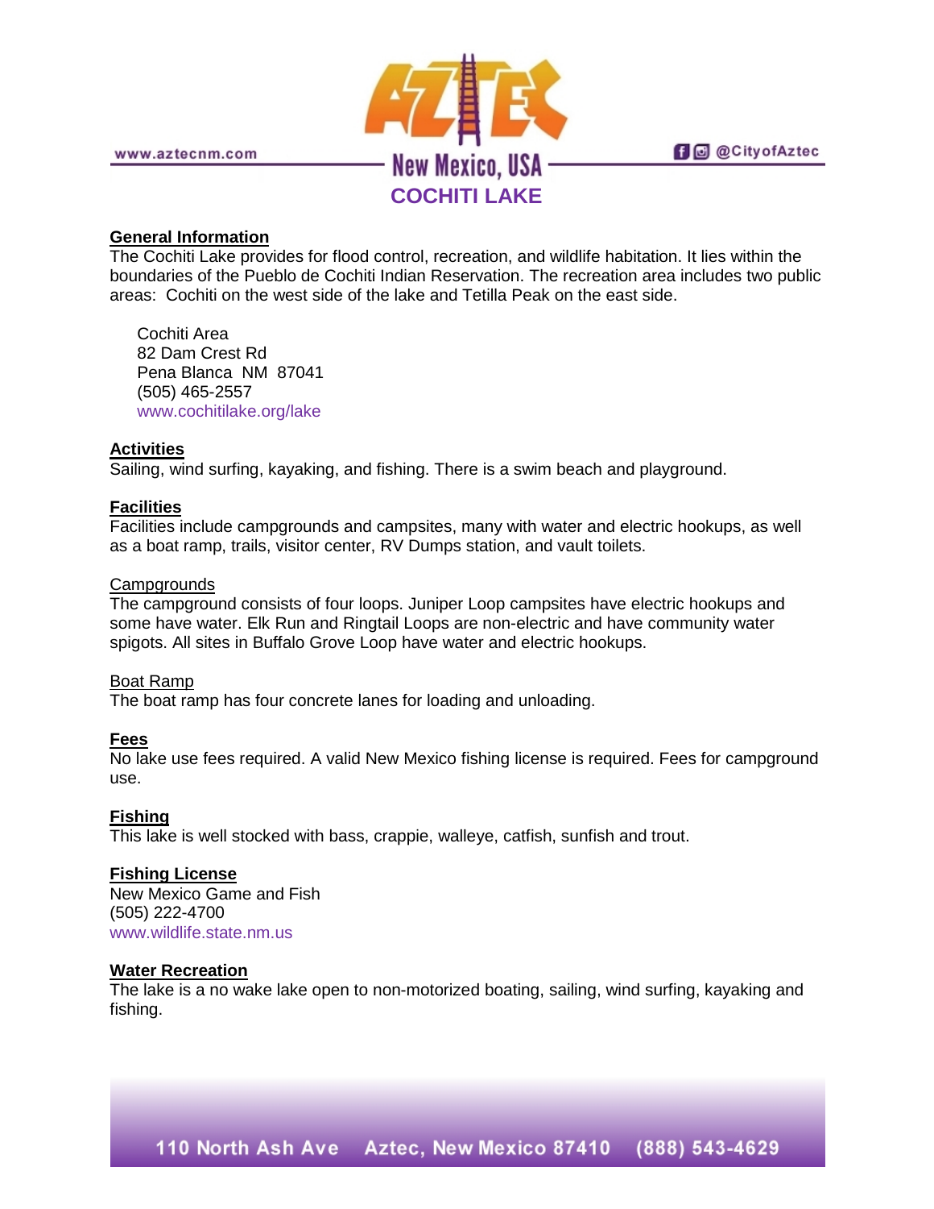# COCHITI LAKE

## General Information

The Cochiti Lake provides for flood control, recreation, and wildlife habitation. It lies within the boundaries of the Pueblo de Cochiti Indian Reservation. The recreation area includes two public areas: Cochiti on the west side of the lake and Tetilla Peak on the east side.

Cochiti Area
82 Dam Crest Rd
Pena Blanca NM 87041
(505) 465-2557
www.cochitilake.org/lake

## Activities

Sailing, wind surfing, kayaking, and fishing. There is a swim beach and playground.

## Facilities

Facilities include campgrounds and campsites, many with water and electric hookups, as well as a boat ramp, trails, visitor center, RV Dumps station, and vault toilets.

### Campgrounds

The campground consists of four loops. Juniper Loop campsites have electric hookups and some have water. Elk Run and Ringtail Loops are non-electric and have community water spigots. All sites in Buffalo Grove Loop have water and electric hookups.

### Boat Ramp

The boat ramp has four concrete lanes for loading and unloading.

## Fees

No lake use fees required. A valid New Mexico fishing license is required. Fees for campground use.

## Fishing

This lake is well stocked with bass, crappie, walleye, catfish, sunfish and trout.

## Fishing License

New Mexico Game and Fish
(505) 222-4700
www.wildlife.state.nm.us

## Water Recreation

The lake is a no wake lake open to non-motorized boating, sailing, wind surfing, kayaking and fishing.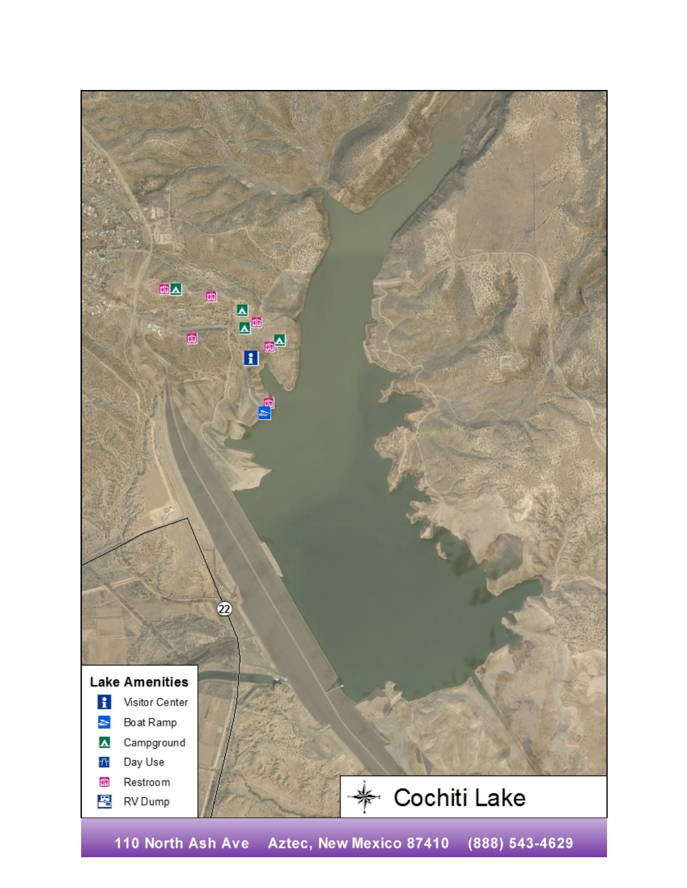# Cochiti Lake

22

**Lake Amenities**

- Visitor Center
- Boat Ramp
- Campground
- Day Use
- Restroom
- RV Dump

110 North Ash Ave    Aztec, New Mexico 87410    (888) 543-4629